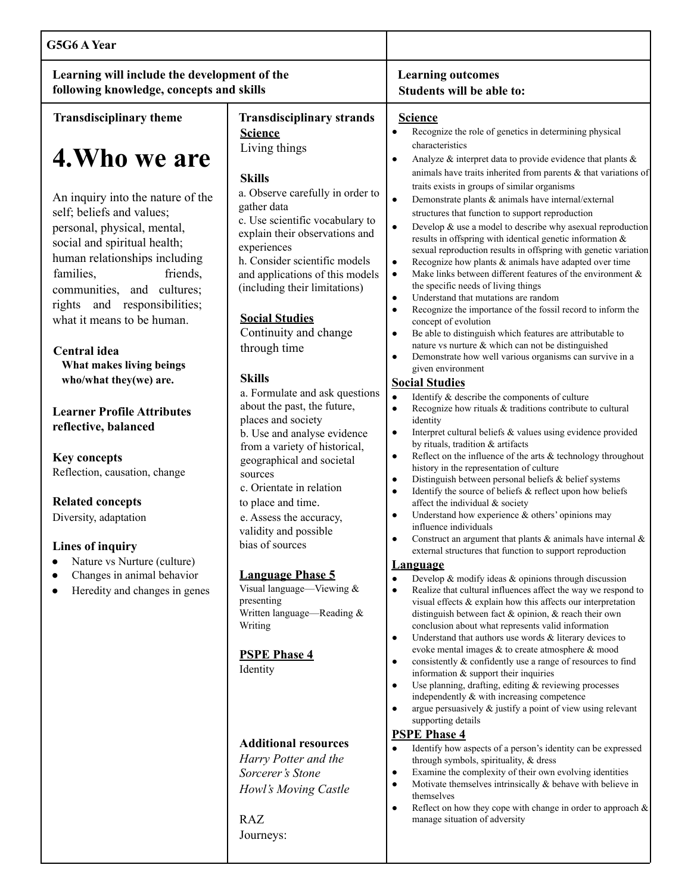| G5G6 A Year | | |
|---|---|---|
| **Learning will include the development of the following knowledge, concepts and skills** | | **Learning outcomes**<br>**Students will be able to:** |
| **Transdisciplinary theme**<br><br>**4.Who we are**<br><br>An inquiry into the nature of the self; beliefs and values; personal, physical, mental, social and spiritual health; human relationships including families, friends, communities, and cultures; rights and responsibilities; what it means to be human.<br><br>**Central idea**<br>**What makes living beings who/what they(we) are.**<br><br>**Learner Profile Attributes reflective, balanced**<br><br>**Key concepts**<br>Reflection, causation, change<br><br>**Related concepts**<br>Diversity, adaptation<br><br>**Lines of inquiry**<br>● Nature vs Nurture (culture)<br>● Changes in animal behavior<br>● Heredity and changes in genes | **Transdisciplinary strands**<br>**Science**<br>Living things<br><br>**Skills**<br>a. Observe carefully in order to gather data<br>c. Use scientific vocabulary to explain their observations and experiences<br>h. Consider scientific models and applications of this models (including their limitations)<br><br>**Social Studies**<br>Continuity and change through time<br><br>**Skills**<br>a. Formulate and ask questions about the past, the future, places and society<br>b. Use and analyse evidence from a variety of historical, geographical and societal sources<br>c. Orientate in relation to place and time.<br>e. Assess the accuracy, validity and possible bias of sources<br><br>**Language Phase 5**<br>Visual language—Viewing & presenting<br>Written language—Reading & Writing<br><br>**PSPE Phase 4**<br>Identity<br><br>**Additional resources**<br>*Harry Potter and the Sorcerer's Stone*<br>*Howl's Moving Castle*<br><br>RAZ<br>Journeys: | **Science**<br>● Recognize the role of genetics in determining physical characteristics<br>● Analyze & interpret data to provide evidence that plants & animals have traits inherited from parents & that variations of traits exists in groups of similar organisms<br>● Demonstrate plants & animals have internal/external structures that function to support reproduction<br>● Develop & use a model to describe why asexual reproduction results in offspring with identical genetic information & sexual reproduction results in offspring with genetic variation<br>● Recognize how plants & animals have adapted over time<br>● Make links between different features of the environment & the specific needs of living things<br>● Understand that mutations are random<br>● Recognize the importance of the fossil record to inform the concept of evolution<br>● Be able to distinguish which features are attributable to nature vs nurture & which can not be distinguished<br>● Demonstrate how well various organisms can survive in a given environment<br>**Social Studies**<br>● Identify & describe the components of culture<br>● Recognize how rituals & traditions contribute to cultural identity<br>● Interpret cultural beliefs & values using evidence provided by rituals, tradition & artifacts<br>● Reflect on the influence of the arts & technology throughout history in the representation of culture<br>● Distinguish between personal beliefs & belief systems<br>● Identify the source of beliefs & reflect upon how beliefs affect the individual & society<br>● Understand how experience & others' opinions may influence individuals<br>● Construct an argument that plants & animals have internal & external structures that function to support reproduction<br>**Language**<br>● Develop & modify ideas & opinions through discussion<br>● Realize that cultural influences affect the way we respond to visual effects & explain how this affects our interpretation distinguish between fact & opinion, & reach their own conclusion about what represents valid information<br>● Understand that authors use words & literary devices to evoke mental images & to create atmosphere & mood<br>● consistently & confidently use a range of resources to find information & support their inquiries<br>● Use planning, drafting, editing & reviewing processes independently & with increasing competence<br>● argue persuasively & justify a point of view using relevant supporting details<br>**PSPE Phase 4**<br>● Identify how aspects of a person's identity can be expressed through symbols, spirituality, & dress<br>● Examine the complexity of their own evolving identities<br>● Motivate themselves intrinsically & behave with believe in themselves<br>● Reflect on how they cope with change in order to approach & manage situation of adversity |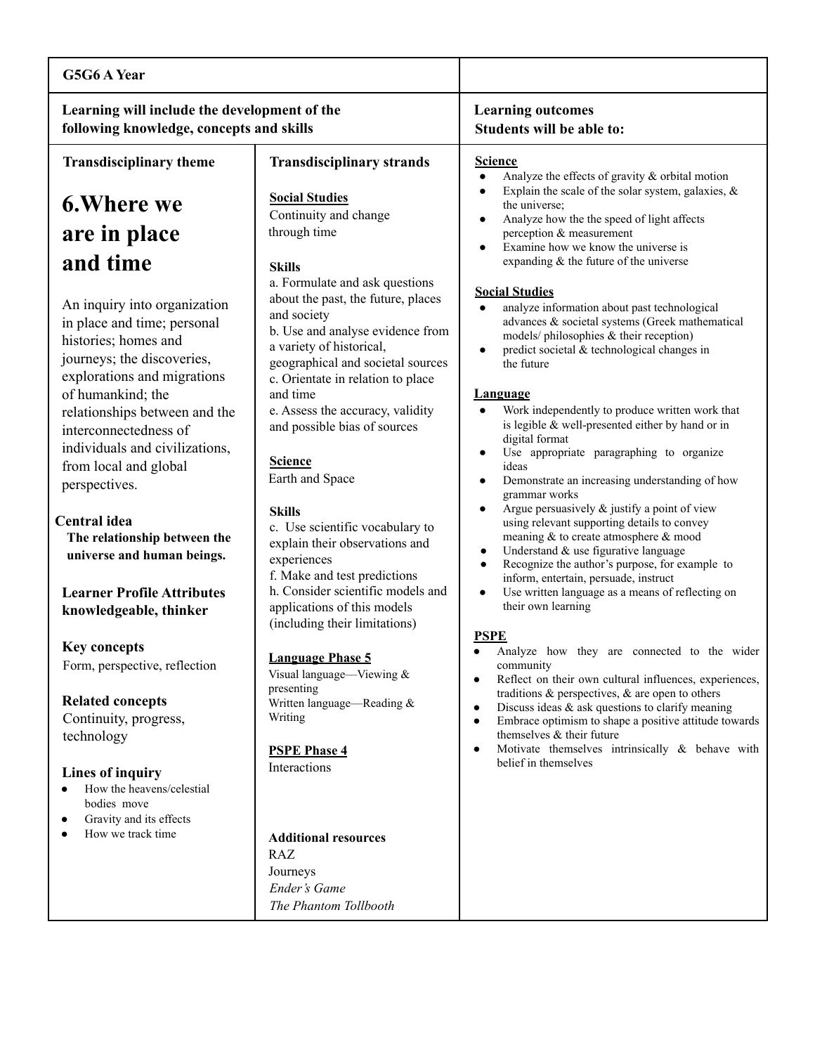**G5G6 A Year**

**Learning will include the development of the following knowledge, concepts and skills**

**Transdisciplinary theme**

# 6.Where we are in place and time

An inquiry into organization in place and time; personal histories; homes and journeys; the discoveries, explorations and migrations of humankind; the relationships between and the interconnectedness of individuals and civilizations, from local and global perspectives.

**Central idea**

**The relationship between the universe and human beings.**

**Learner Profile Attributes knowledgeable, thinker**

**Key concepts**

Form, perspective, reflection

**Related concepts**

Continuity, progress, technology

**Lines of inquiry**

- How the heavens/celestial bodies move
- Gravity and its effects
- How we track time

**Transdisciplinary strands**

**Social Studies**

Continuity and change through time

**Skills**

a. Formulate and ask questions about the past, the future, places and society
b. Use and analyse evidence from a variety of historical, geographical and societal sources
c. Orientate in relation to place and time
e. Assess the accuracy, validity and possible bias of sources

**Science**

Earth and Space

**Skills**

c. Use scientific vocabulary to explain their observations and experiences
f. Make and test predictions
h. Consider scientific models and applications of this models (including their limitations)

**Language Phase 5**

Visual language—Viewing & presenting
Written language—Reading & Writing

**PSPE Phase 4**

Interactions

**Additional resources**

RAZ
Journeys
*Ender's Game*
*The Phantom Tollbooth*

**Learning outcomes**
**Students will be able to:**

**Science**

- Analyze the effects of gravity & orbital motion
- Explain the scale of the solar system, galaxies, & the universe;
- Analyze how the the speed of light affects perception & measurement
- Examine how we know the universe is expanding & the future of the universe

**Social Studies**

- analyze information about past technological advances & societal systems (Greek mathematical models/ philosophies & their reception)
- predict societal & technological changes in the future

**Language**

- Work independently to produce written work that is legible & well-presented either by hand or in digital format
- Use appropriate paragraphing to organize ideas
- Demonstrate an increasing understanding of how grammar works
- Argue persuasively & justify a point of view using relevant supporting details to convey meaning & to create atmosphere & mood
- Understand & use figurative language
- Recognize the author's purpose, for example to inform, entertain, persuade, instruct
- Use written language as a means of reflecting on their own learning

**PSPE**

- Analyze how they are connected to the wider community
- Reflect on their own cultural influences, experiences, traditions & perspectives, & are open to others
- Discuss ideas & ask questions to clarify meaning
- Embrace optimism to shape a positive attitude towards themselves & their future
- Motivate themselves intrinsically & behave with belief in themselves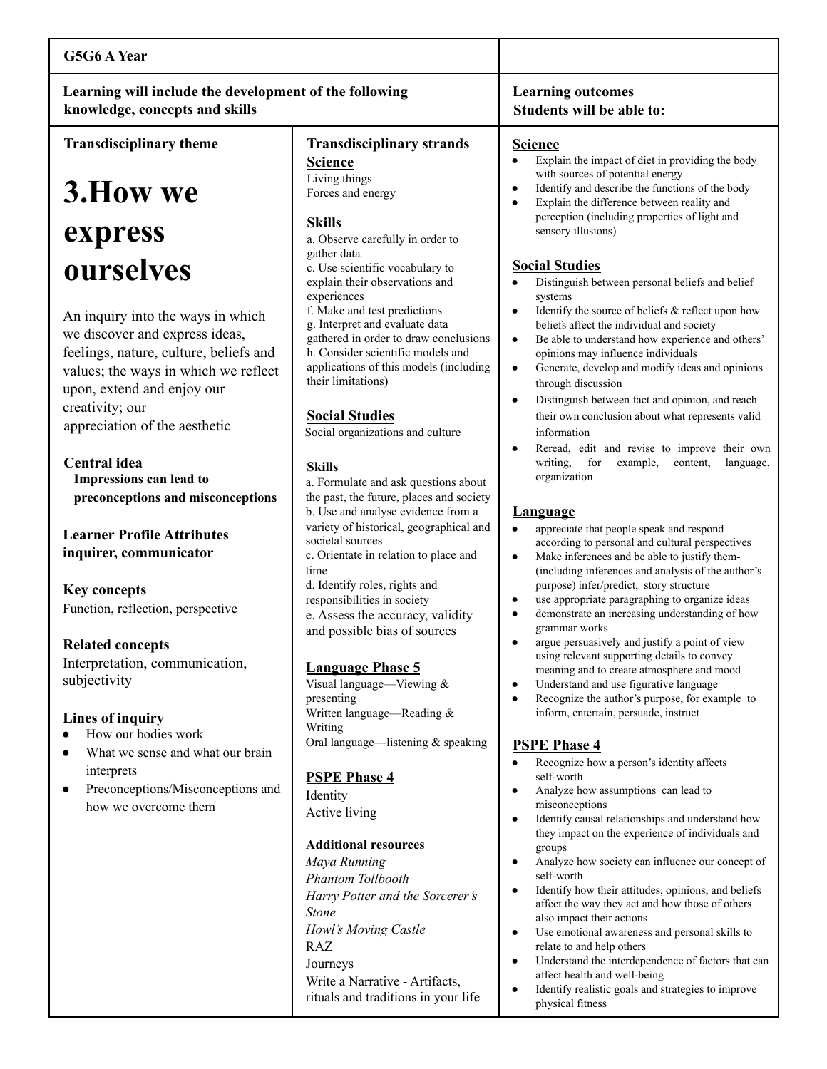**G5G6 A Year**

**Learning will include the development of the following knowledge, concepts and skills**

**Transdisciplinary theme**

# 3.How we express ourselves

An inquiry into the ways in which we discover and express ideas, feelings, nature, culture, beliefs and values; the ways in which we reflect upon, extend and enjoy our creativity; our appreciation of the aesthetic

**Central idea**
**Impressions can lead to preconceptions and misconceptions**

**Learner Profile Attributes**
**inquirer, communicator**

**Key concepts**
Function, reflection, perspective

**Related concepts**
Interpretation, communication, subjectivity

**Lines of inquiry**
- How our bodies work
- What we sense and what our brain interprets
- Preconceptions/Misconceptions and how we overcome them

**Transdisciplinary strands**

**Science**
Living things
Forces and energy

**Skills**
a. Observe carefully in order to gather data
c. Use scientific vocabulary to explain their observations and experiences
f. Make and test predictions
g. Interpret and evaluate data gathered in order to draw conclusions
h. Consider scientific models and applications of this models (including their limitations)

**Social Studies**
Social organizations and culture

**Skills**
a. Formulate and ask questions about the past, the future, places and society
b. Use and analyse evidence from a variety of historical, geographical and societal sources
c. Orientate in relation to place and time
d. Identify roles, rights and responsibilities in society
e. Assess the accuracy, validity and possible bias of sources

**Language Phase 5**
Visual language—Viewing & presenting
Written language—Reading & Writing
Oral language—listening & speaking

**PSPE Phase 4**
Identity
Active living

**Additional resources**
*Maya Running*
*Phantom Tollbooth*
*Harry Potter and the Sorcerer's Stone*
*Howl's Moving Castle*
RAZ
Journeys
Write a Narrative - Artifacts, rituals and traditions in your life

**Learning outcomes**
**Students will be able to:**

**Science**
- Explain the impact of diet in providing the body with sources of potential energy
- Identify and describe the functions of the body
- Explain the difference between reality and perception (including properties of light and sensory illusions)

**Social Studies**
- Distinguish between personal beliefs and belief systems
- Identify the source of beliefs & reflect upon how beliefs affect the individual and society
- Be able to understand how experience and others' opinions may influence individuals
- Generate, develop and modify ideas and opinions through discussion
- Distinguish between fact and opinion, and reach their own conclusion about what represents valid information
- Reread, edit and revise to improve their own writing, for example, content, language, organization

**Language**
- appreciate that people speak and respond according to personal and cultural perspectives
- Make inferences and be able to justify them- (including inferences and analysis of the author's purpose) infer/predict, story structure
- use appropriate paragraphing to organize ideas
- demonstrate an increasing understanding of how grammar works
- argue persuasively and justify a point of view using relevant supporting details to convey meaning and to create atmosphere and mood
- Understand and use figurative language
- Recognize the author's purpose, for example to inform, entertain, persuade, instruct

**PSPE Phase 4**
- Recognize how a person's identity affects self-worth
- Analyze how assumptions can lead to misconceptions
- Identify causal relationships and understand how they impact on the experience of individuals and groups
- Analyze how society can influence our concept of self-worth
- Identify how their attitudes, opinions, and beliefs affect the way they act and how those of others also impact their actions
- Use emotional awareness and personal skills to relate to and help others
- Understand the interdependence of factors that can affect health and well-being
- Identify realistic goals and strategies to improve physical fitness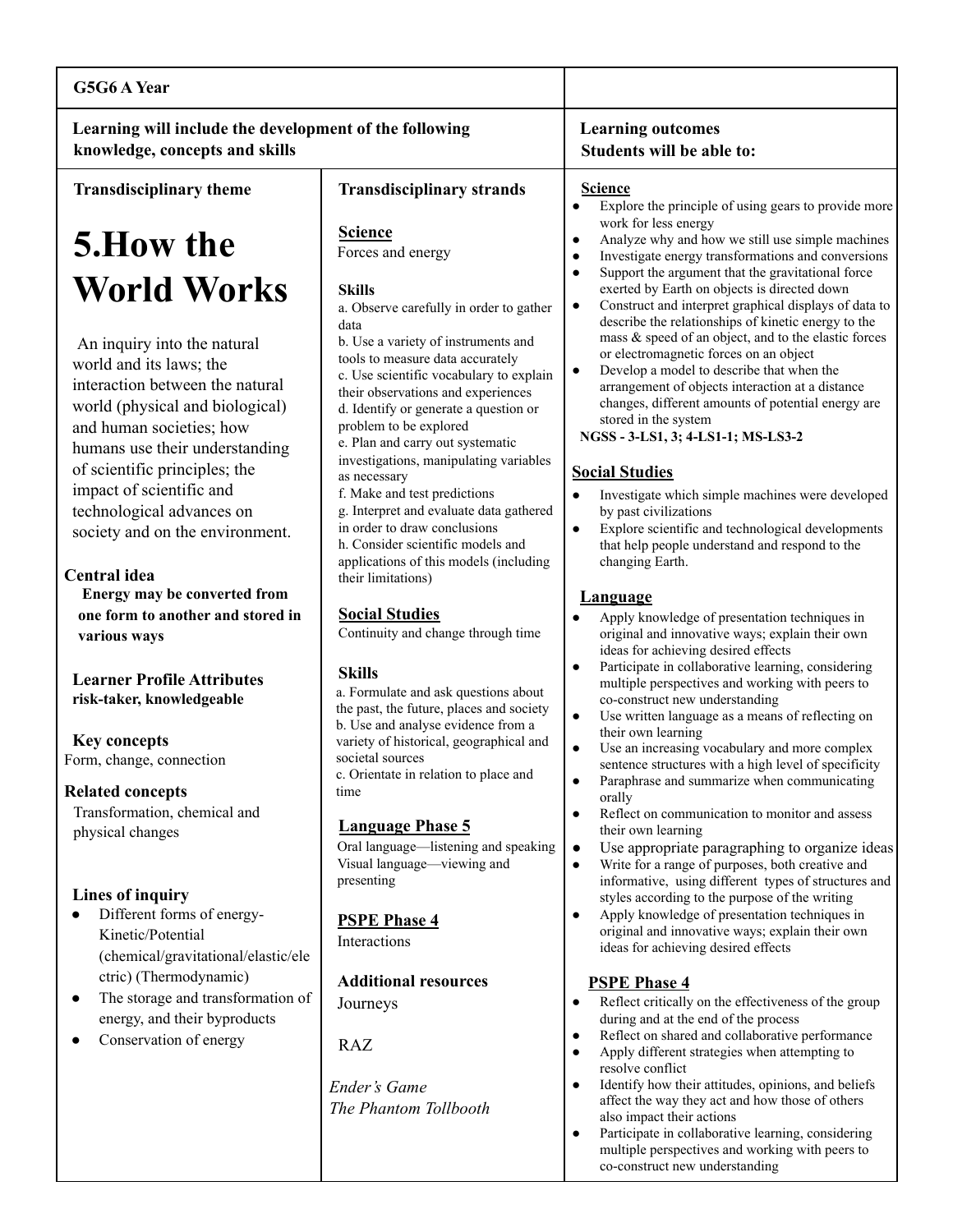| G5G6 A Year | | |
|---|---|---|
| **Learning will include the development of the following knowledge, concepts and skills** | | **Learning outcomes**<br>**Students will be able to:** |
| **Transdisciplinary theme**<br><br>**5.How the World Works**<br><br>An inquiry into the natural world and its laws; the interaction between the natural world (physical and biological) and human societies; how humans use their understanding of scientific principles; the impact of scientific and technological advances on society and on the environment.<br><br>**Central idea**<br>**Energy may be converted from one form to another and stored in various ways**<br><br>**Learner Profile Attributes**<br>**risk-taker, knowledgeable**<br><br>**Key concepts**<br>Form, change, connection<br><br>**Related concepts**<br>Transformation, chemical and physical changes<br><br>**Lines of inquiry**<br>● Different forms of energy- Kinetic/Potential (chemical/gravitational/elastic/electric) (Thermodynamic)<br>● The storage and transformation of energy, and their byproducts<br>● Conservation of energy | **Transdisciplinary strands**<br><br>**Science**<br>Forces and energy<br><br>**Skills**<br>a. Observe carefully in order to gather data<br>b. Use a variety of instruments and tools to measure data accurately<br>c. Use scientific vocabulary to explain their observations and experiences<br>d. Identify or generate a question or problem to be explored<br>e. Plan and carry out systematic investigations, manipulating variables as necessary<br>f. Make and test predictions<br>g. Interpret and evaluate data gathered in order to draw conclusions<br>h. Consider scientific models and applications of this models (including their limitations)<br><br>**Social Studies**<br>Continuity and change through time<br><br>**Skills**<br>a. Formulate and ask questions about the past, the future, places and society<br>b. Use and analyse evidence from a variety of historical, geographical and societal sources<br>c. Orientate in relation to place and time<br><br>**Language Phase 5**<br>Oral language—listening and speaking<br>Visual language—viewing and presenting<br><br>**PSPE Phase 4**<br>Interactions<br><br>**Additional resources**<br>Journeys<br><br>RAZ<br><br>*Ender's Game*<br>*The Phantom Tollbooth* | **Science**<br>● Explore the principle of using gears to provide more work for less energy<br>● Analyze why and how we still use simple machines<br>● Investigate energy transformations and conversions<br>● Support the argument that the gravitational force exerted by Earth on objects is directed down<br>● Construct and interpret graphical displays of data to describe the relationships of kinetic energy to the mass & speed of an object, and to the elastic forces or electromagnetic forces on an object<br>● Develop a model to describe that when the arrangement of objects interaction at a distance changes, different amounts of potential energy are stored in the system<br>**NGSS - 3-LS1, 3; 4-LS1-1; MS-LS3-2**<br><br>**Social Studies**<br>● Investigate which simple machines were developed by past civilizations<br>● Explore scientific and technological developments that help people understand and respond to the changing Earth.<br><br>**Language**<br>● Apply knowledge of presentation techniques in original and innovative ways; explain their own ideas for achieving desired effects<br>● Participate in collaborative learning, considering multiple perspectives and working with peers to co-construct new understanding<br>● Use written language as a means of reflecting on their own learning<br>● Use an increasing vocabulary and more complex sentence structures with a high level of specificity<br>● Paraphrase and summarize when communicating orally<br>● Reflect on communication to monitor and assess their own learning<br>● Use appropriate paragraphing to organize ideas<br>● Write for a range of purposes, both creative and informative, using different types of structures and styles according to the purpose of the writing<br>● Apply knowledge of presentation techniques in original and innovative ways; explain their own ideas for achieving desired effects<br><br>**PSPE Phase 4**<br>● Reflect critically on the effectiveness of the group during and at the end of the process<br>● Reflect on shared and collaborative performance<br>● Apply different strategies when attempting to resolve conflict<br>● Identify how their attitudes, opinions, and beliefs affect the way they act and how those of others also impact their actions<br>● Participate in collaborative learning, considering multiple perspectives and working with peers to co-construct new understanding |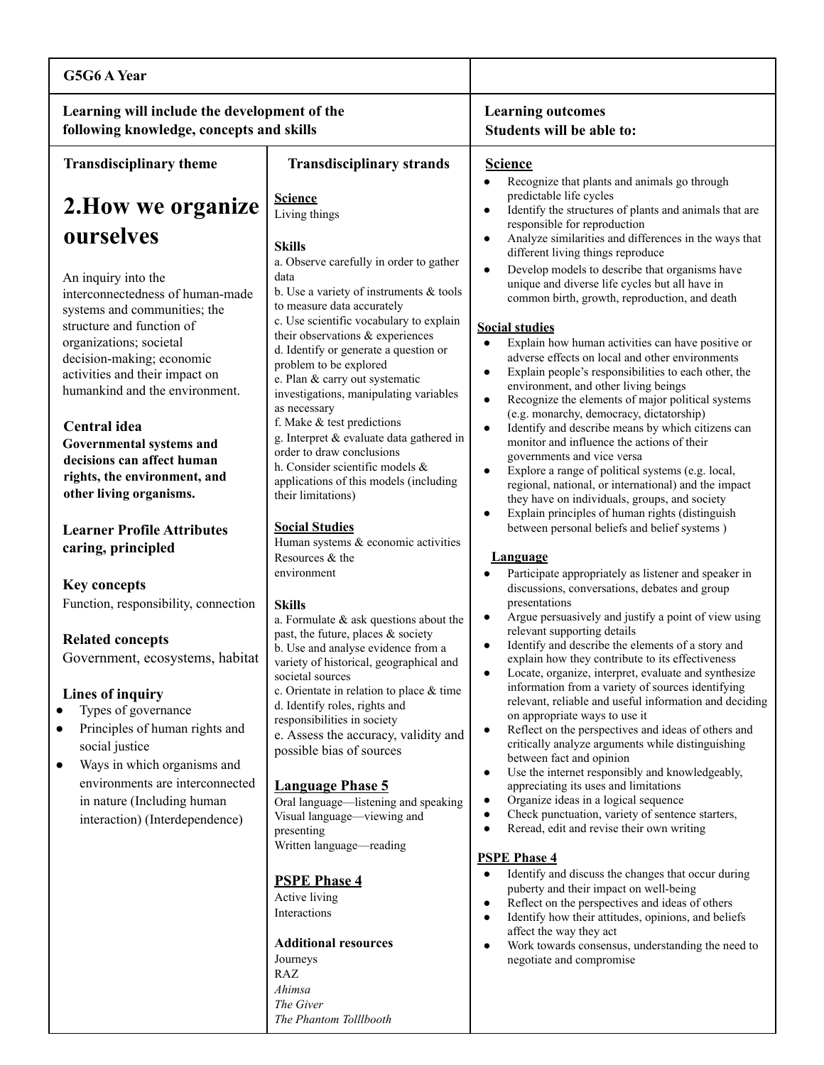**G5G6 A Year**

**Learning will include the development of the following knowledge, concepts and skills**

### Transdisciplinary theme

## 2.How we organize ourselves

An inquiry into the interconnectedness of human-made systems and communities; the structure and function of organizations; societal decision-making; economic activities and their impact on humankind and the environment.

**Central idea**

**Governmental systems and decisions can affect human rights, the environment, and other living organisms.**

**Learner Profile Attributes**
**caring, principled**

**Key concepts**

Function, responsibility, connection

**Related concepts**

Government, ecosystems, habitat

**Lines of inquiry**

- Types of governance
- Principles of human rights and social justice
- Ways in which organisms and environments are interconnected in nature (Including human interaction) (Interdependence)

### Transdisciplinary strands

**Science**

Living things

**Skills**

a. Observe carefully in order to gather data
b. Use a variety of instruments & tools to measure data accurately
c. Use scientific vocabulary to explain their observations & experiences
d. Identify or generate a question or problem to be explored
e. Plan & carry out systematic investigations, manipulating variables as necessary
f. Make & test predictions
g. Interpret & evaluate data gathered in order to draw conclusions
h. Consider scientific models & applications of this models (including their limitations)

**Social Studies**

Human systems & economic activities
Resources & the environment

**Skills**

a. Formulate & ask questions about the past, the future, places & society
b. Use and analyse evidence from a variety of historical, geographical and societal sources
c. Orientate in relation to place & time
d. Identify roles, rights and responsibilities in society
e. Assess the accuracy, validity and possible bias of sources

**Language Phase 5**

Oral language—listening and speaking
Visual language—viewing and presenting
Written language—reading

**PSPE Phase 4**

Active living
Interactions

**Additional resources**

Journeys
RAZ
*Ahimsa*
*The Giver*
*The Phantom Tolllbooth*

### Learning outcomes
### Students will be able to:

**Science**

- Recognize that plants and animals go through predictable life cycles
- Identify the structures of plants and animals that are responsible for reproduction
- Analyze similarities and differences in the ways that different living things reproduce
- Develop models to describe that organisms have unique and diverse life cycles but all have in common birth, growth, reproduction, and death

**Social studies**

- Explain how human activities can have positive or adverse effects on local and other environments
- Explain people's responsibilities to each other, the environment, and other living beings
- Recognize the elements of major political systems (e.g. monarchy, democracy, dictatorship)
- Identify and describe means by which citizens can monitor and influence the actions of their governments and vice versa
- Explore a range of political systems (e.g. local, regional, national, or international) and the impact they have on individuals, groups, and society
- Explain principles of human rights (distinguish between personal beliefs and belief systems )

**Language**

- Participate appropriately as listener and speaker in discussions, conversations, debates and group presentations
- Argue persuasively and justify a point of view using relevant supporting details
- Identify and describe the elements of a story and explain how they contribute to its effectiveness
- Locate, organize, interpret, evaluate and synthesize information from a variety of sources identifying relevant, reliable and useful information and deciding on appropriate ways to use it
- Reflect on the perspectives and ideas of others and critically analyze arguments while distinguishing between fact and opinion
- Use the internet responsibly and knowledgeably, appreciating its uses and limitations
- Organize ideas in a logical sequence
- Check punctuation, variety of sentence starters,
- Reread, edit and revise their own writing

**PSPE Phase 4**

- Identify and discuss the changes that occur during puberty and their impact on well-being
- Reflect on the perspectives and ideas of others
- Identify how their attitudes, opinions, and beliefs affect the way they act
- Work towards consensus, understanding the need to negotiate and compromise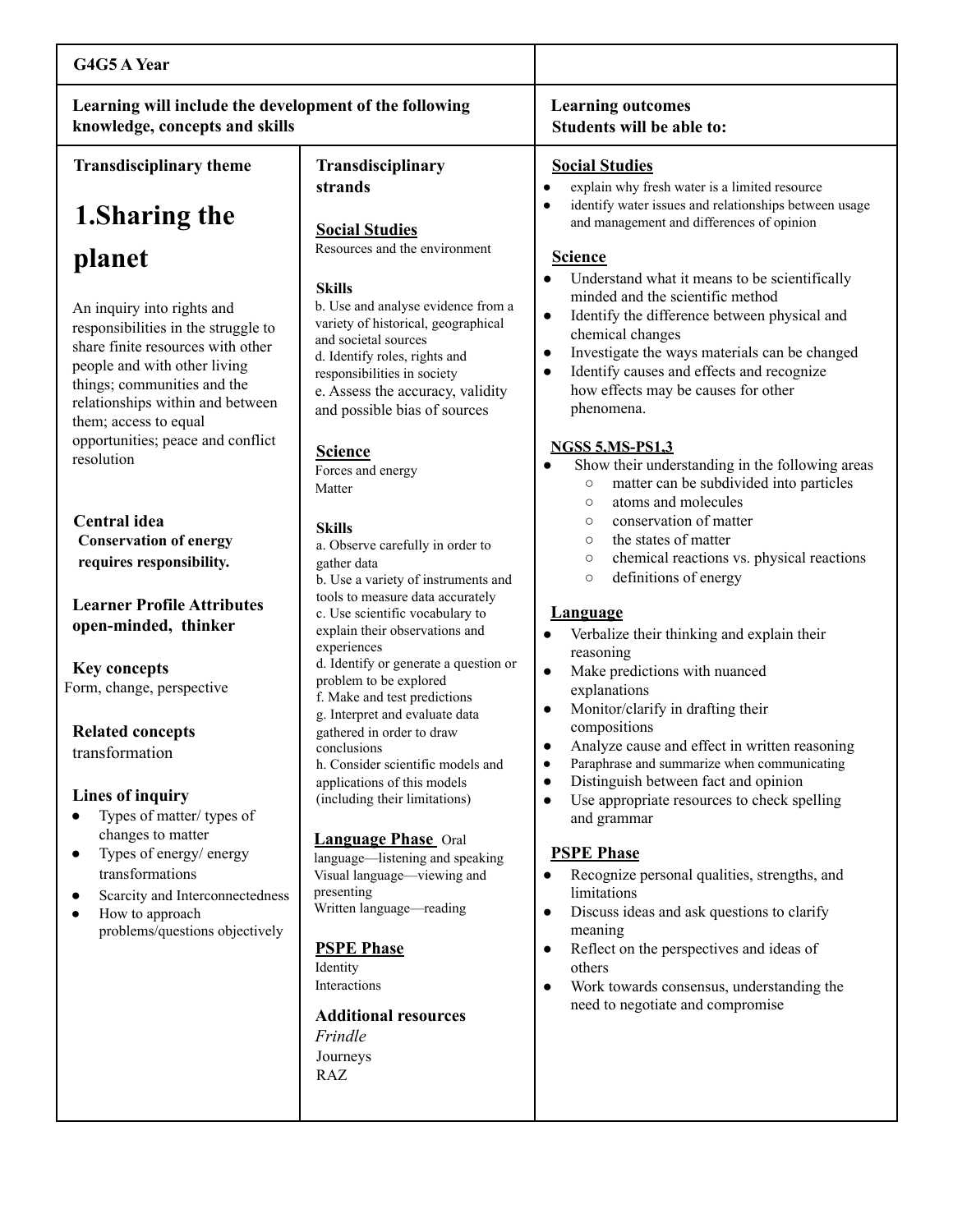| G4G5 A Year | | |
|---|---|---|
| **Learning will include the development of the following knowledge, concepts and skills** | | **Learning outcomes**<br>**Students will be able to:** |
| **Transdisciplinary theme**<br><br>**1.Sharing the planet**<br><br>An inquiry into rights and responsibilities in the struggle to share finite resources with other people and with other living things; communities and the relationships within and between them; access to equal opportunities; peace and conflict resolution<br><br>**Central idea**<br>**Conservation of energy requires responsibility.**<br><br>**Learner Profile Attributes**<br>**open-minded, thinker**<br><br>**Key concepts**<br>Form, change, perspective<br><br>**Related concepts**<br>transformation<br><br>**Lines of inquiry**<br>● Types of matter/ types of changes to matter<br>● Types of energy/ energy transformations<br>● Scarcity and Interconnectedness<br>● How to approach problems/questions objectively | **Transdisciplinary strands**<br><br>**Social Studies**<br>Resources and the environment<br><br>**Skills**<br>b. Use and analyse evidence from a variety of historical, geographical and societal sources<br>d. Identify roles, rights and responsibilities in society<br>e. Assess the accuracy, validity and possible bias of sources<br><br>**Science**<br>Forces and energy<br>Matter<br><br>**Skills**<br>a. Observe carefully in order to gather data<br>b. Use a variety of instruments and tools to measure data accurately<br>c. Use scientific vocabulary to explain their observations and experiences<br>d. Identify or generate a question or problem to be explored<br>f. Make and test predictions<br>g. Interpret and evaluate data gathered in order to draw conclusions<br>h. Consider scientific models and applications of this models (including their limitations)<br><br>**Language Phase** Oral language—listening and speaking<br>Visual language—viewing and presenting<br>Written language—reading<br><br>**PSPE Phase**<br>Identity<br>Interactions<br><br>**Additional resources**<br>*Frindle*<br>Journeys<br>RAZ | **Social Studies**<br>● explain why fresh water is a limited resource<br>● identify water issues and relationships between usage and management and differences of opinion<br><br>**Science**<br>● Understand what it means to be scientifically minded and the scientific method<br>● Identify the difference between physical and chemical changes<br>● Investigate the ways materials can be changed<br>● Identify causes and effects and recognize how effects may be causes for other phenomena.<br><br>**NGSS 5,MS-PS1,3**<br>● Show their understanding in the following areas<br>○ matter can be subdivided into particles<br>○ atoms and molecules<br>○ conservation of matter<br>○ the states of matter<br>○ chemical reactions vs. physical reactions<br>○ definitions of energy<br><br>**Language**<br>● Verbalize their thinking and explain their reasoning<br>● Make predictions with nuanced explanations<br>● Monitor/clarify in drafting their compositions<br>● Analyze cause and effect in written reasoning<br>● Paraphrase and summarize when communicating<br>● Distinguish between fact and opinion<br>● Use appropriate resources to check spelling and grammar<br><br>**PSPE Phase**<br>● Recognize personal qualities, strengths, and limitations<br>● Discuss ideas and ask questions to clarify meaning<br>● Reflect on the perspectives and ideas of others<br>● Work towards consensus, understanding the need to negotiate and compromise |